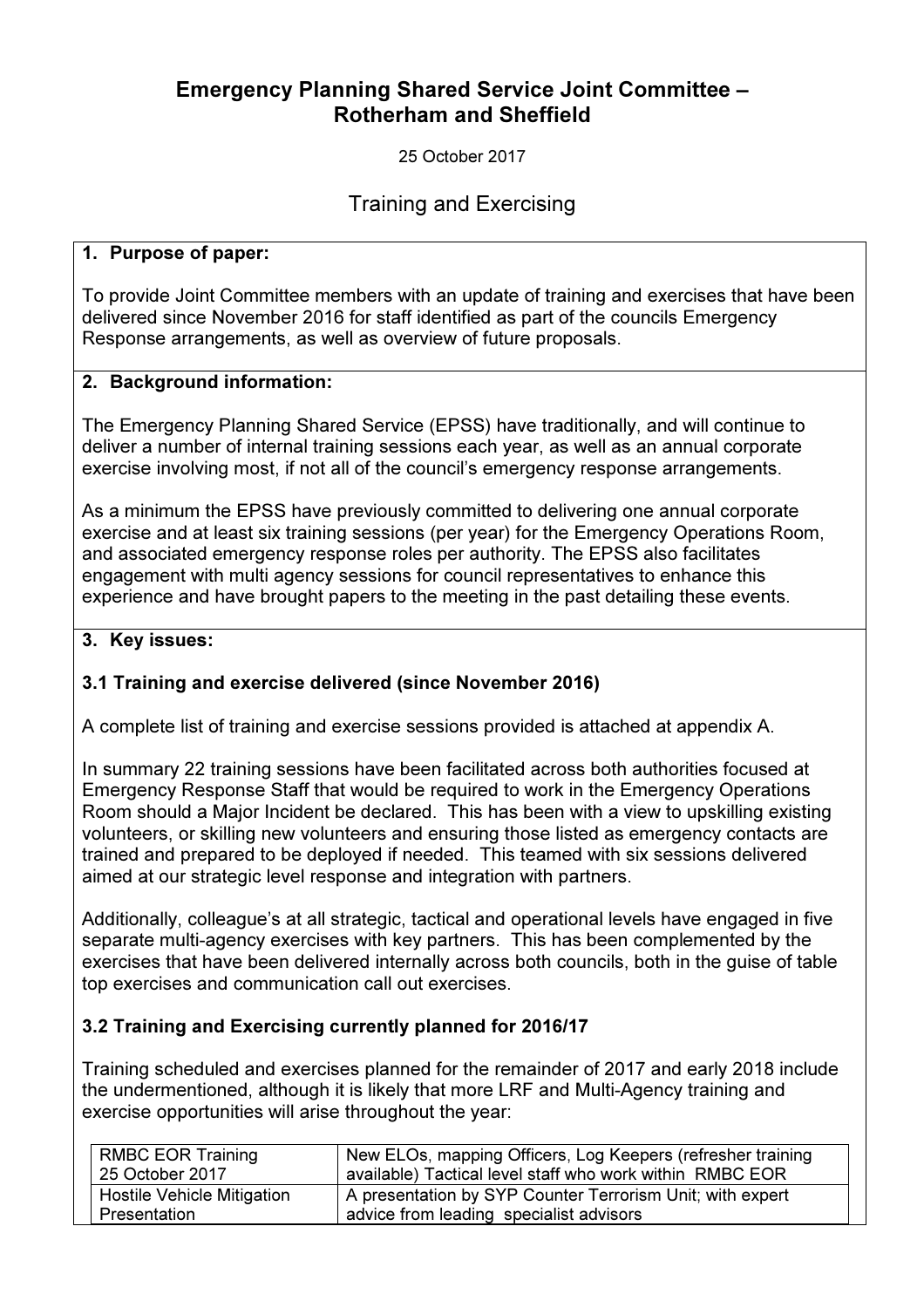# Emergency Planning Shared Service Joint Committee – Rotherham and Sheffield

25 October 2017

## Training and Exercising

### 1. Purpose of paper:

To provide Joint Committee members with an update of training and exercises that have been delivered since November 2016 for staff identified as part of the councils Emergency Response arrangements, as well as overview of future proposals.

### 2. Background information:

The Emergency Planning Shared Service (EPSS) have traditionally, and will continue to deliver a number of internal training sessions each year, as well as an annual corporate exercise involving most, if not all of the council's emergency response arrangements.

As a minimum the EPSS have previously committed to delivering one annual corporate exercise and at least six training sessions (per year) for the Emergency Operations Room, and associated emergency response roles per authority. The EPSS also facilitates engagement with multi agency sessions for council representatives to enhance this experience and have brought papers to the meeting in the past detailing these events.

### 3. Key issues:

#### 3.1 Training and exercise delivered (since November 2016)

A complete list of training and exercise sessions provided is attached at appendix A.

In summary 22 training sessions have been facilitated across both authorities focused at Emergency Response Staff that would be required to work in the Emergency Operations Room should a Major Incident be declared. This has been with a view to upskilling existing volunteers, or skilling new volunteers and ensuring those listed as emergency contacts are trained and prepared to be deployed if needed. This teamed with six sessions delivered aimed at our strategic level response and integration with partners.

Additionally, colleague's at all strategic, tactical and operational levels have engaged in five separate multi-agency exercises with key partners. This has been complemented by the exercises that have been delivered internally across both councils, both in the guise of table top exercises and communication call out exercises.

#### 3.2 Training and Exercising currently planned for 2016/17

Training scheduled and exercises planned for the remainder of 2017 and early 2018 include the undermentioned, although it is likely that more LRF and Multi-Agency training and exercise opportunities will arise throughout the year:

| | |
|---|---|
| RMBC EOR Training 25 October 2017 | New ELOs, mapping Officers, Log Keepers (refresher training available) Tactical level staff who work within RMBC EOR |
| Hostile Vehicle Mitigation Presentation | A presentation by SYP Counter Terrorism Unit; with expert advice from leading specialist advisors |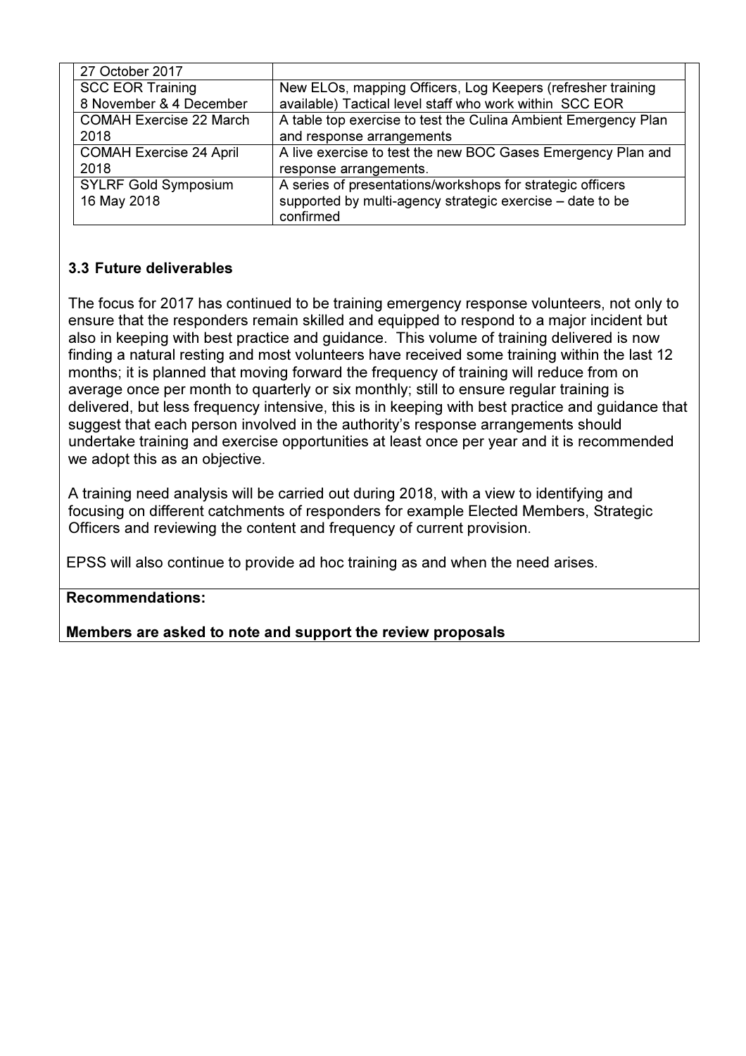| | |
|---|---|
| 27 October 2017 | |
| SCC EOR Training 8 November & 4 December | New ELOs, mapping Officers, Log Keepers (refresher training available) Tactical level staff who work within SCC EOR |
| COMAH Exercise 22 March 2018 | A table top exercise to test the Culina Ambient Emergency Plan and response arrangements |
| COMAH Exercise 24 April 2018 | A live exercise to test the new BOC Gases Emergency Plan and response arrangements. |
| SYLRF Gold Symposium 16 May 2018 | A series of presentations/workshops for strategic officers supported by multi-agency strategic exercise – date to be confirmed |

### 3.3 Future deliverables

The focus for 2017 has continued to be training emergency response volunteers, not only to ensure that the responders remain skilled and equipped to respond to a major incident but also in keeping with best practice and guidance. This volume of training delivered is now finding a natural resting and most volunteers have received some training within the last 12 months; it is planned that moving forward the frequency of training will reduce from on average once per month to quarterly or six monthly; still to ensure regular training is delivered, but less frequency intensive, this is in keeping with best practice and guidance that suggest that each person involved in the authority's response arrangements should undertake training and exercise opportunities at least once per year and it is recommended we adopt this as an objective.

A training need analysis will be carried out during 2018, with a view to identifying and focusing on different catchments of responders for example Elected Members, Strategic Officers and reviewing the content and frequency of current provision.

EPSS will also continue to provide ad hoc training as and when the need arises.

**Recommendations:**

**Members are asked to note and support the review proposals**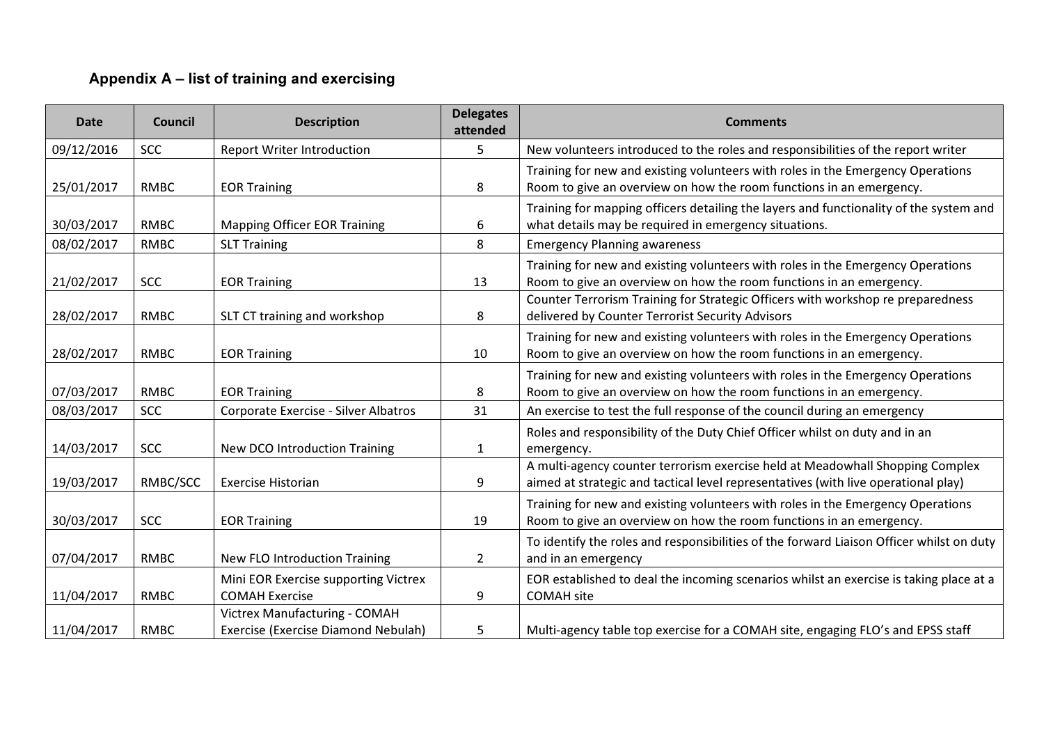## Appendix A – list of training and exercising

| Date | Council | Description | Delegates attended | Comments |
|---|---|---|---|---|
| 09/12/2016 | SCC | Report Writer Introduction | 5 | New volunteers introduced to the roles and responsibilities of the report writer |
| 25/01/2017 | RMBC | EOR Training | 8 | Training for new and existing volunteers with roles in the Emergency Operations Room to give an overview on how the room functions in an emergency. |
| 30/03/2017 | RMBC | Mapping Officer EOR Training | 6 | Training for mapping officers detailing the layers and functionality of the system and what details may be required in emergency situations. |
| 08/02/2017 | RMBC | SLT Training | 8 | Emergency Planning awareness |
| 21/02/2017 | SCC | EOR Training | 13 | Training for new and existing volunteers with roles in the Emergency Operations Room to give an overview on how the room functions in an emergency. |
| 28/02/2017 | RMBC | SLT CT training and workshop | 8 | Counter Terrorism Training for Strategic Officers with workshop re preparedness delivered by Counter Terrorist Security Advisors |
| 28/02/2017 | RMBC | EOR Training | 10 | Training for new and existing volunteers with roles in the Emergency Operations Room to give an overview on how the room functions in an emergency. |
| 07/03/2017 | RMBC | EOR Training | 8 | Training for new and existing volunteers with roles in the Emergency Operations Room to give an overview on how the room functions in an emergency. |
| 08/03/2017 | SCC | Corporate Exercise - Silver Albatros | 31 | An exercise to test the full response of the council during an emergency |
| 14/03/2017 | SCC | New DCO Introduction Training | 1 | Roles and responsibility of the Duty Chief Officer whilst on duty and in an emergency. |
| 19/03/2017 | RMBC/SCC | Exercise Historian | 9 | A multi-agency counter terrorism exercise held at Meadowhall Shopping Complex aimed at strategic and tactical level representatives (with live operational play) |
| 30/03/2017 | SCC | EOR Training | 19 | Training for new and existing volunteers with roles in the Emergency Operations Room to give an overview on how the room functions in an emergency. |
| 07/04/2017 | RMBC | New FLO Introduction Training | 2 | To identify the roles and responsibilities of the forward Liaison Officer whilst on duty and in an emergency |
| 11/04/2017 | RMBC | Mini EOR Exercise supporting Victrex COMAH Exercise | 9 | EOR established to deal the incoming scenarios whilst an exercise is taking place at a COMAH site |
| 11/04/2017 | RMBC | Victrex Manufacturing - COMAH Exercise (Exercise Diamond Nebulah) | 5 | Multi-agency table top exercise for a COMAH site, engaging FLO's and EPSS staff |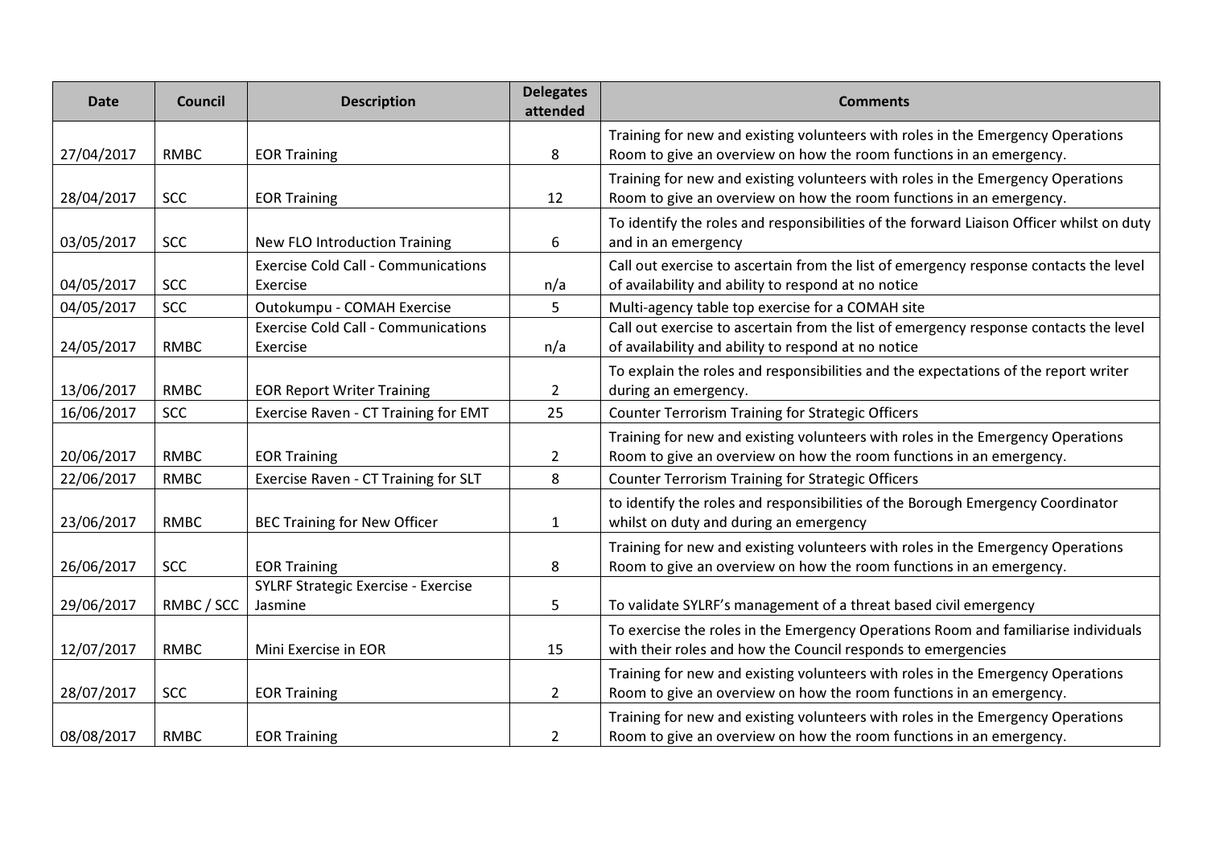| Date | Council | Description | Delegates attended | Comments |
| --- | --- | --- | --- | --- |
| 27/04/2017 | RMBC | EOR Training | 8 | Training for new and existing volunteers with roles in the Emergency Operations Room to give an overview on how the room functions in an emergency. |
| 28/04/2017 | SCC | EOR Training | 12 | Training for new and existing volunteers with roles in the Emergency Operations Room to give an overview on how the room functions in an emergency. |
| 03/05/2017 | SCC | New FLO Introduction Training | 6 | To identify the roles and responsibilities of the forward Liaison Officer whilst on duty and in an emergency |
| 04/05/2017 | SCC | Exercise Cold Call - Communications Exercise | n/a | Call out exercise to ascertain from the list of emergency response contacts the level of availability and ability to respond at no notice |
| 04/05/2017 | SCC | Outokumpu - COMAH Exercise | 5 | Multi-agency table top exercise for a COMAH site |
| 24/05/2017 | RMBC | Exercise Cold Call - Communications Exercise | n/a | Call out exercise to ascertain from the list of emergency response contacts the level of availability and ability to respond at no notice |
| 13/06/2017 | RMBC | EOR Report Writer Training | 2 | To explain the roles and responsibilities and the expectations of the report writer during an emergency. |
| 16/06/2017 | SCC | Exercise Raven - CT Training for EMT | 25 | Counter Terrorism Training for Strategic Officers |
| 20/06/2017 | RMBC | EOR Training | 2 | Training for new and existing volunteers with roles in the Emergency Operations Room to give an overview on how the room functions in an emergency. |
| 22/06/2017 | RMBC | Exercise Raven - CT Training for SLT | 8 | Counter Terrorism Training for Strategic Officers |
| 23/06/2017 | RMBC | BEC Training for New Officer | 1 | to identify the roles and responsibilities of the Borough Emergency Coordinator whilst on duty and during an emergency |
| 26/06/2017 | SCC | EOR Training | 8 | Training for new and existing volunteers with roles in the Emergency Operations Room to give an overview on how the room functions in an emergency. |
| 29/06/2017 | RMBC / SCC | SYLRF Strategic Exercise - Exercise Jasmine | 5 | To validate SYLRF's management of a threat based civil emergency |
| 12/07/2017 | RMBC | Mini Exercise in EOR | 15 | To exercise the roles in the Emergency Operations Room and familiarise individuals with their roles and how the Council responds to emergencies |
| 28/07/2017 | SCC | EOR Training | 2 | Training for new and existing volunteers with roles in the Emergency Operations Room to give an overview on how the room functions in an emergency. |
| 08/08/2017 | RMBC | EOR Training | 2 | Training for new and existing volunteers with roles in the Emergency Operations Room to give an overview on how the room functions in an emergency. |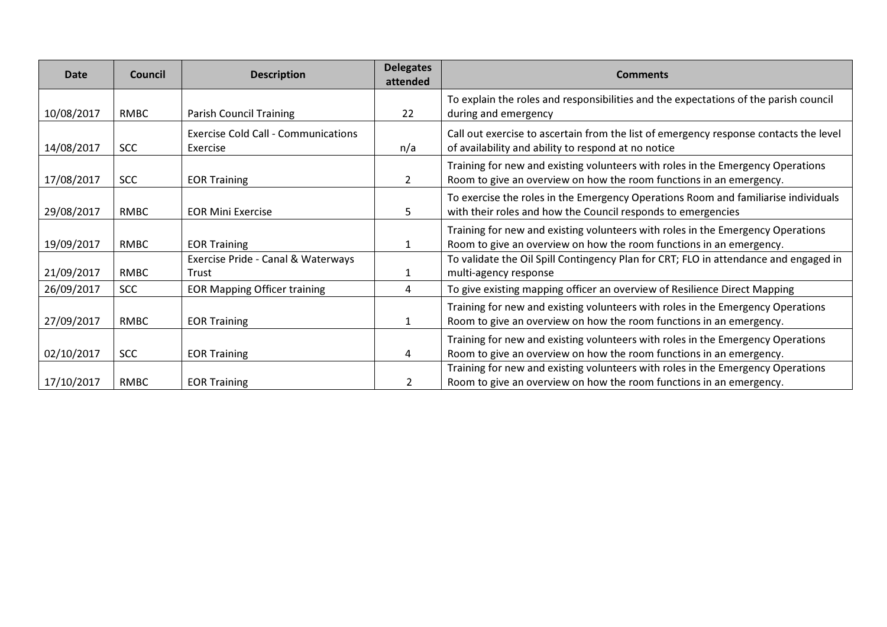| Date | Council | Description | Delegates attended | Comments |
|---|---|---|---|---|
| 10/08/2017 | RMBC | Parish Council Training | 22 | To explain the roles and responsibilities and the expectations of the parish council during and emergency |
| 14/08/2017 | SCC | Exercise Cold Call - Communications Exercise | n/a | Call out exercise to ascertain from the list of emergency response contacts the level of availability and ability to respond at no notice |
| 17/08/2017 | SCC | EOR Training | 2 | Training for new and existing volunteers with roles in the Emergency Operations Room to give an overview on how the room functions in an emergency. |
| 29/08/2017 | RMBC | EOR Mini Exercise | 5 | To exercise the roles in the Emergency Operations Room and familiarise individuals with their roles and how the Council responds to emergencies |
| 19/09/2017 | RMBC | EOR Training | 1 | Training for new and existing volunteers with roles in the Emergency Operations Room to give an overview on how the room functions in an emergency. |
| 21/09/2017 | RMBC | Exercise Pride - Canal & Waterways Trust | 1 | To validate the Oil Spill Contingency Plan for CRT; FLO in attendance and engaged in multi-agency response |
| 26/09/2017 | SCC | EOR Mapping Officer training | 4 | To give existing mapping officer an overview of Resilience Direct Mapping |
| 27/09/2017 | RMBC | EOR Training | 1 | Training for new and existing volunteers with roles in the Emergency Operations Room to give an overview on how the room functions in an emergency. |
| 02/10/2017 | SCC | EOR Training | 4 | Training for new and existing volunteers with roles in the Emergency Operations Room to give an overview on how the room functions in an emergency. |
| 17/10/2017 | RMBC | EOR Training | 2 | Training for new and existing volunteers with roles in the Emergency Operations Room to give an overview on how the room functions in an emergency. |